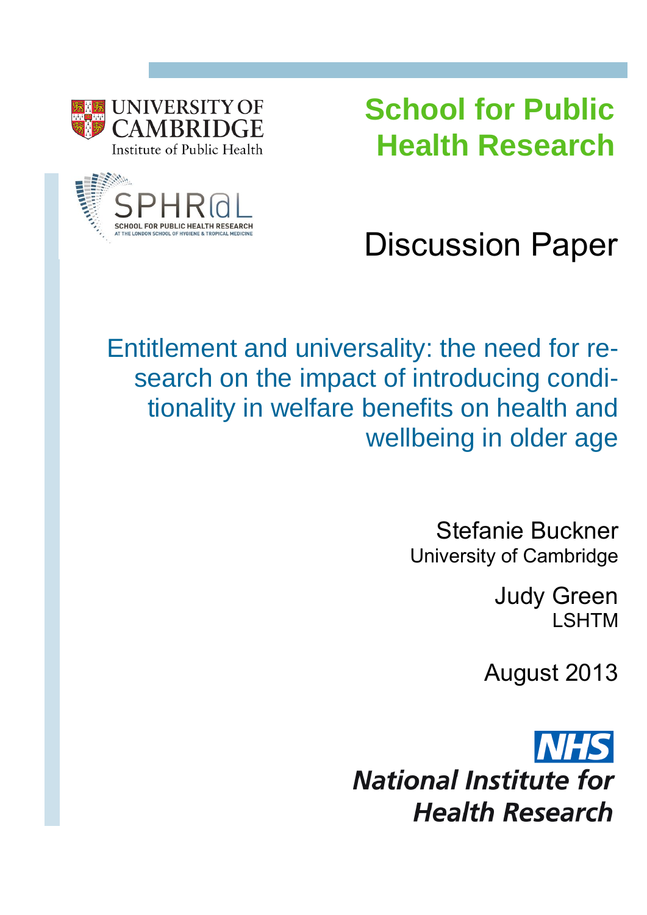UNIVERSITY OF CAMBRIDGE
Institute of Public Health

SPHR@L
SCHOOL FOR PUBLIC HEALTH RESEARCH
AT THE LONDON SCHOOL OF HYGIENE & TROPICAL MEDICINE

# School for Public Health Research

## Discussion Paper

# Entitlement and universality: the need for research on the impact of introducing conditionality in welfare benefits on health and wellbeing in older age

Stefanie Buckner
University of Cambridge

Judy Green
LSHTM

August 2013

NHS
National Institute for Health Research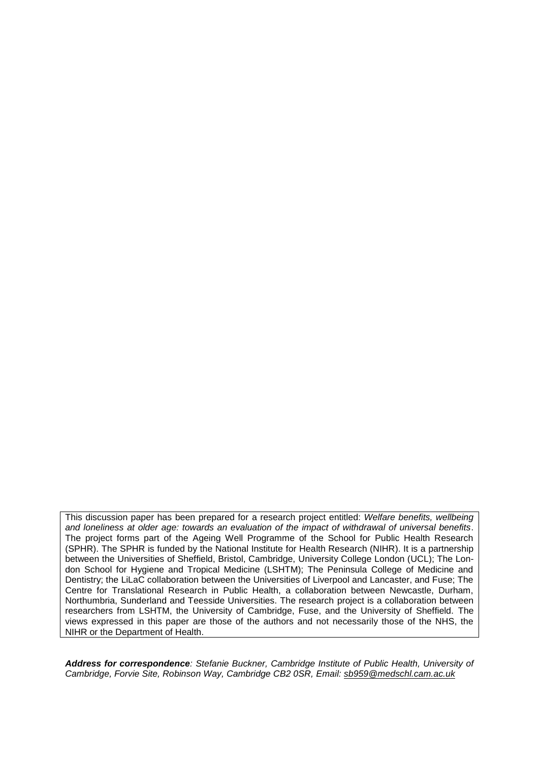This discussion paper has been prepared for a research project entitled: *Welfare benefits, wellbeing and loneliness at older age: towards an evaluation of the impact of withdrawal of universal benefits*. The project forms part of the Ageing Well Programme of the School for Public Health Research (SPHR). The SPHR is funded by the National Institute for Health Research (NIHR). It is a partnership between the Universities of Sheffield, Bristol, Cambridge, University College London (UCL); The London School for Hygiene and Tropical Medicine (LSHTM); The Peninsula College of Medicine and Dentistry; the LiLaC collaboration between the Universities of Liverpool and Lancaster, and Fuse; The Centre for Translational Research in Public Health, a collaboration between Newcastle, Durham, Northumbria, Sunderland and Teesside Universities. The research project is a collaboration between researchers from LSHTM, the University of Cambridge, Fuse, and the University of Sheffield. The views expressed in this paper are those of the authors and not necessarily those of the NHS, the NIHR or the Department of Health.

***Address for correspondence****: Stefanie Buckner, Cambridge Institute of Public Health, University of Cambridge, Forvie Site, Robinson Way, Cambridge CB2 0SR, Email: sb959@medschl.cam.ac.uk*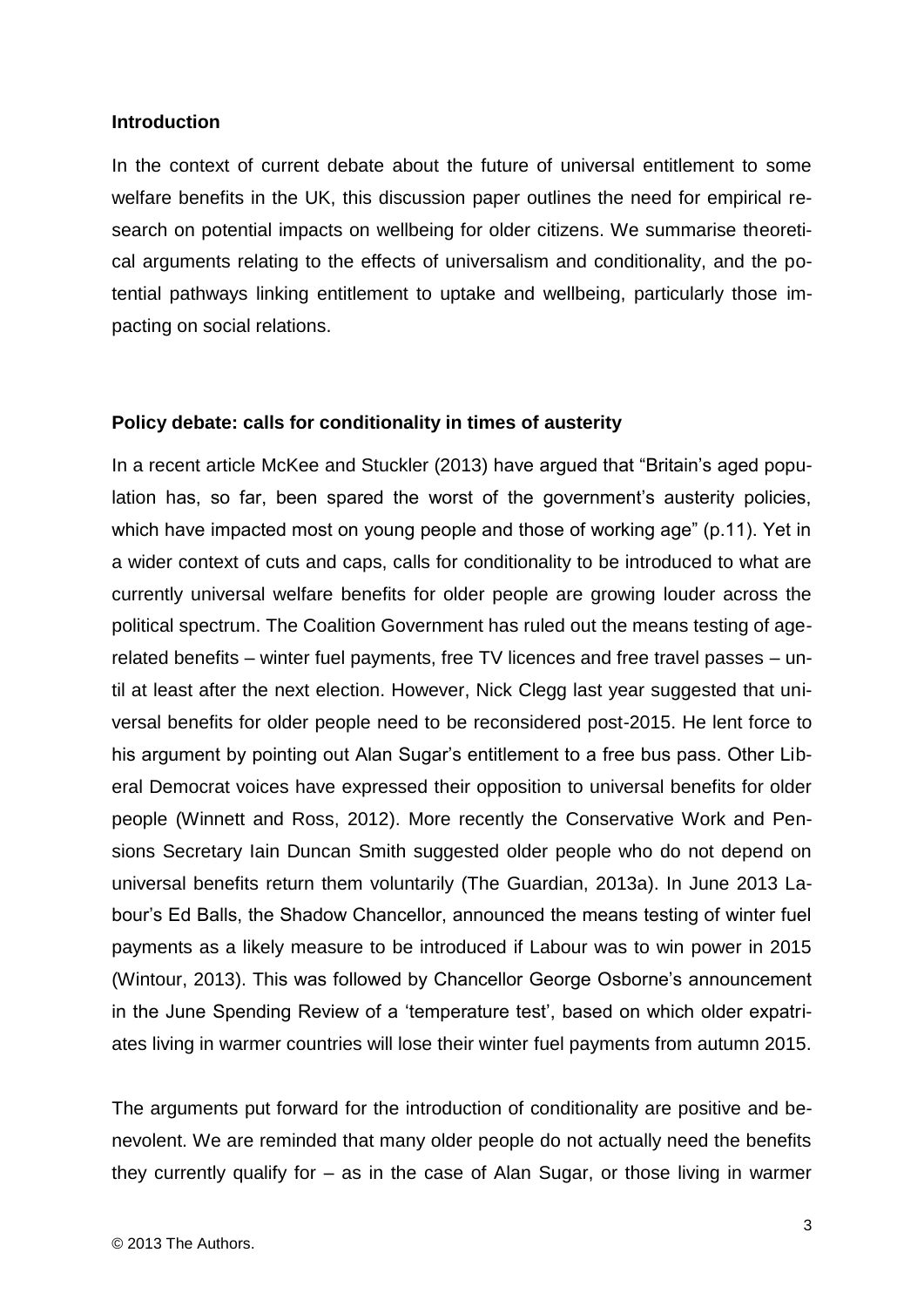**Introduction**

In the context of current debate about the future of universal entitlement to some welfare benefits in the UK, this discussion paper outlines the need for empirical research on potential impacts on wellbeing for older citizens. We summarise theoretical arguments relating to the effects of universalism and conditionality, and the potential pathways linking entitlement to uptake and wellbeing, particularly those impacting on social relations.

**Policy debate: calls for conditionality in times of austerity**

In a recent article McKee and Stuckler (2013) have argued that "Britain's aged population has, so far, been spared the worst of the government's austerity policies, which have impacted most on young people and those of working age" (p.11). Yet in a wider context of cuts and caps, calls for conditionality to be introduced to what are currently universal welfare benefits for older people are growing louder across the political spectrum. The Coalition Government has ruled out the means testing of age-related benefits – winter fuel payments, free TV licences and free travel passes – until at least after the next election. However, Nick Clegg last year suggested that universal benefits for older people need to be reconsidered post-2015. He lent force to his argument by pointing out Alan Sugar's entitlement to a free bus pass. Other Liberal Democrat voices have expressed their opposition to universal benefits for older people (Winnett and Ross, 2012). More recently the Conservative Work and Pensions Secretary Iain Duncan Smith suggested older people who do not depend on universal benefits return them voluntarily (The Guardian, 2013a). In June 2013 Labour's Ed Balls, the Shadow Chancellor, announced the means testing of winter fuel payments as a likely measure to be introduced if Labour was to win power in 2015 (Wintour, 2013). This was followed by Chancellor George Osborne's announcement in the June Spending Review of a 'temperature test', based on which older expatriates living in warmer countries will lose their winter fuel payments from autumn 2015.

The arguments put forward for the introduction of conditionality are positive and benevolent. We are reminded that many older people do not actually need the benefits they currently qualify for – as in the case of Alan Sugar, or those living in warmer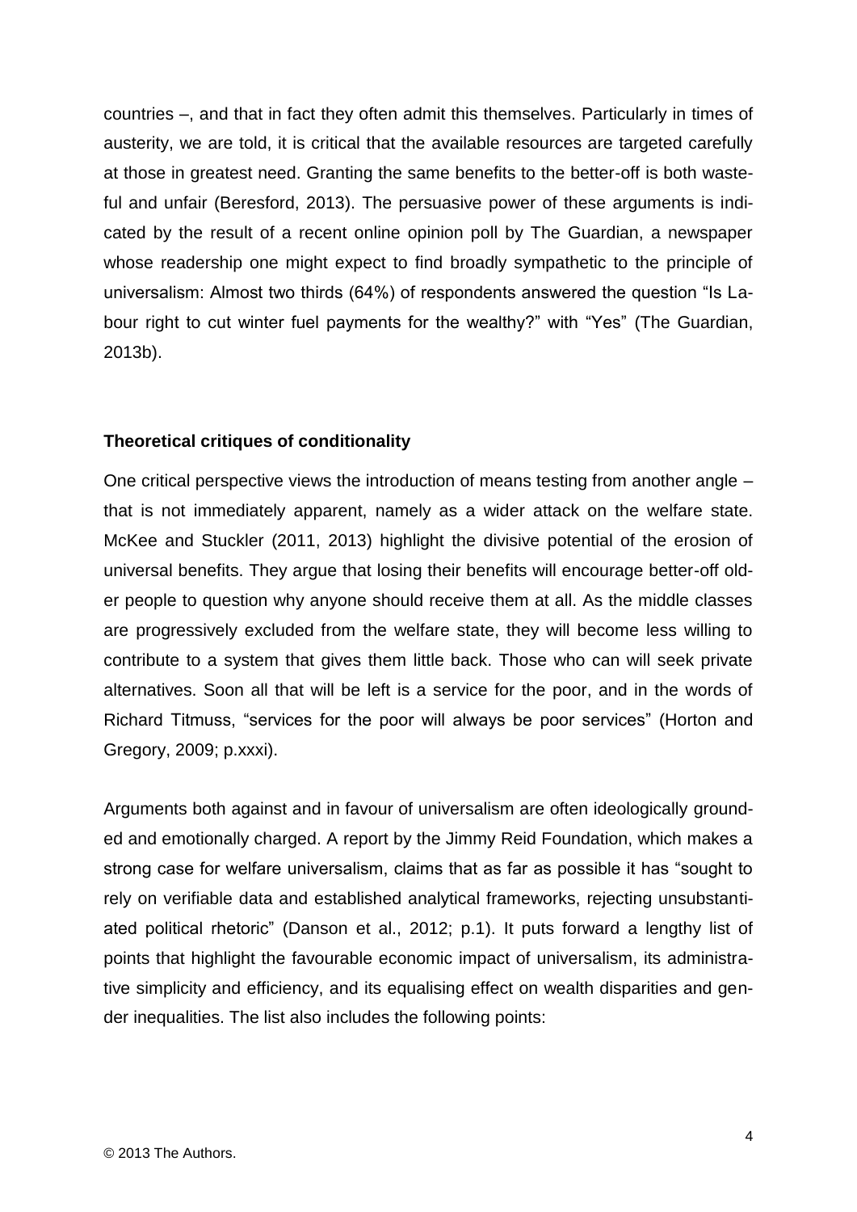countries –, and that in fact they often admit this themselves. Particularly in times of austerity, we are told, it is critical that the available resources are targeted carefully at those in greatest need. Granting the same benefits to the better-off is both wasteful and unfair (Beresford, 2013). The persuasive power of these arguments is indicated by the result of a recent online opinion poll by The Guardian, a newspaper whose readership one might expect to find broadly sympathetic to the principle of universalism: Almost two thirds (64%) of respondents answered the question "Is Labour right to cut winter fuel payments for the wealthy?" with "Yes" (The Guardian, 2013b).

**Theoretical critiques of conditionality**

One critical perspective views the introduction of means testing from another angle – that is not immediately apparent, namely as a wider attack on the welfare state. McKee and Stuckler (2011, 2013) highlight the divisive potential of the erosion of universal benefits. They argue that losing their benefits will encourage better-off older people to question why anyone should receive them at all. As the middle classes are progressively excluded from the welfare state, they will become less willing to contribute to a system that gives them little back. Those who can will seek private alternatives. Soon all that will be left is a service for the poor, and in the words of Richard Titmuss, "services for the poor will always be poor services" (Horton and Gregory, 2009; p.xxxi).

Arguments both against and in favour of universalism are often ideologically grounded and emotionally charged. A report by the Jimmy Reid Foundation, which makes a strong case for welfare universalism, claims that as far as possible it has "sought to rely on verifiable data and established analytical frameworks, rejecting unsubstantiated political rhetoric" (Danson et al., 2012; p.1). It puts forward a lengthy list of points that highlight the favourable economic impact of universalism, its administrative simplicity and efficiency, and its equalising effect on wealth disparities and gender inequalities. The list also includes the following points: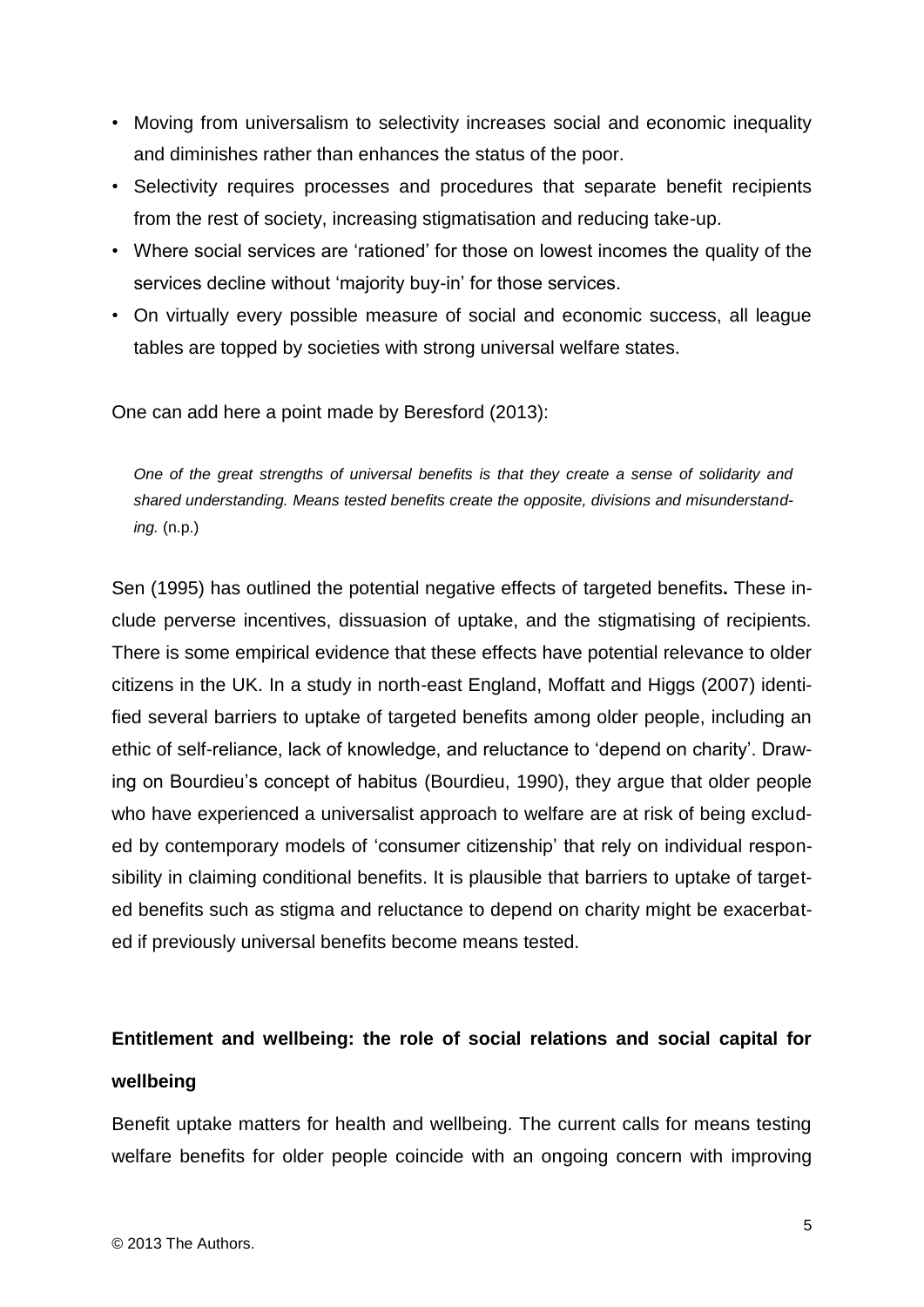- Moving from universalism to selectivity increases social and economic inequality and diminishes rather than enhances the status of the poor.
- Selectivity requires processes and procedures that separate benefit recipients from the rest of society, increasing stigmatisation and reducing take-up.
- Where social services are 'rationed' for those on lowest incomes the quality of the services decline without 'majority buy-in' for those services.
- On virtually every possible measure of social and economic success, all league tables are topped by societies with strong universal welfare states.

One can add here a point made by Beresford (2013):

> *One of the great strengths of universal benefits is that they create a sense of solidarity and shared understanding. Means tested benefits create the opposite, divisions and misunderstanding.* (n.p.)

Sen (1995) has outlined the potential negative effects of targeted benefits**.** These include perverse incentives, dissuasion of uptake, and the stigmatising of recipients. There is some empirical evidence that these effects have potential relevance to older citizens in the UK. In a study in north-east England, Moffatt and Higgs (2007) identified several barriers to uptake of targeted benefits among older people, including an ethic of self-reliance, lack of knowledge, and reluctance to 'depend on charity'. Drawing on Bourdieu's concept of habitus (Bourdieu, 1990), they argue that older people who have experienced a universalist approach to welfare are at risk of being excluded by contemporary models of 'consumer citizenship' that rely on individual responsibility in claiming conditional benefits. It is plausible that barriers to uptake of targeted benefits such as stigma and reluctance to depend on charity might be exacerbated if previously universal benefits become means tested.

## Entitlement and wellbeing: the role of social relations and social capital for wellbeing

Benefit uptake matters for health and wellbeing. The current calls for means testing welfare benefits for older people coincide with an ongoing concern with improving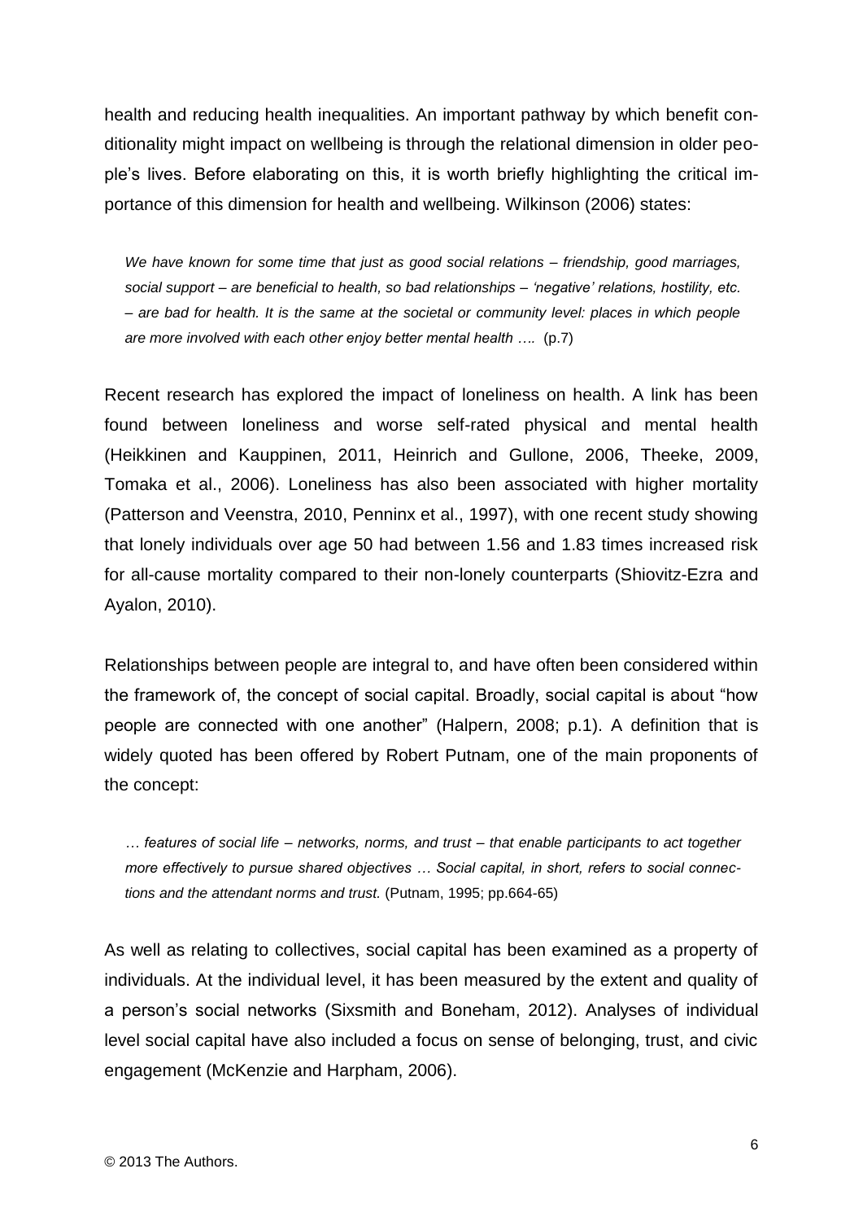health and reducing health inequalities. An important pathway by which benefit conditionality might impact on wellbeing is through the relational dimension in older people's lives. Before elaborating on this, it is worth briefly highlighting the critical importance of this dimension for health and wellbeing. Wilkinson (2006) states:

> *We have known for some time that just as good social relations – friendship, good marriages, social support – are beneficial to health, so bad relationships – 'negative' relations, hostility, etc. – are bad for health. It is the same at the societal or community level: places in which people are more involved with each other enjoy better mental health ….* (p.7)

Recent research has explored the impact of loneliness on health. A link has been found between loneliness and worse self-rated physical and mental health (Heikkinen and Kauppinen, 2011, Heinrich and Gullone, 2006, Theeke, 2009, Tomaka et al., 2006). Loneliness has also been associated with higher mortality (Patterson and Veenstra, 2010, Penninx et al., 1997), with one recent study showing that lonely individuals over age 50 had between 1.56 and 1.83 times increased risk for all-cause mortality compared to their non-lonely counterparts (Shiovitz-Ezra and Ayalon, 2010).

Relationships between people are integral to, and have often been considered within the framework of, the concept of social capital. Broadly, social capital is about "how people are connected with one another" (Halpern, 2008; p.1). A definition that is widely quoted has been offered by Robert Putnam, one of the main proponents of the concept:

> *… features of social life – networks, norms, and trust – that enable participants to act together more effectively to pursue shared objectives … Social capital, in short, refers to social connections and the attendant norms and trust.* (Putnam, 1995; pp.664-65)

As well as relating to collectives, social capital has been examined as a property of individuals. At the individual level, it has been measured by the extent and quality of a person's social networks (Sixsmith and Boneham, 2012). Analyses of individual level social capital have also included a focus on sense of belonging, trust, and civic engagement (McKenzie and Harpham, 2006).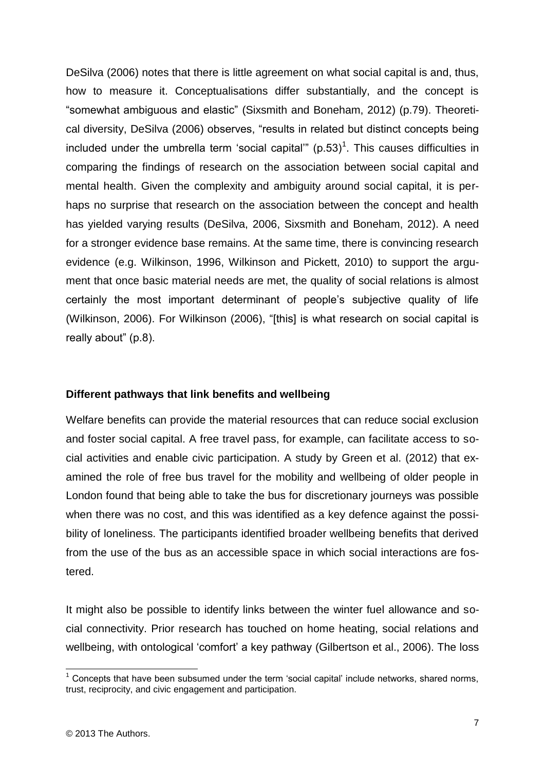DeSilva (2006) notes that there is little agreement on what social capital is and, thus, how to measure it. Conceptualisations differ substantially, and the concept is "somewhat ambiguous and elastic" (Sixsmith and Boneham, 2012) (p.79). Theoretical diversity, DeSilva (2006) observes, "results in related but distinct concepts being included under the umbrella term 'social capital'" (p.53)[1]. This causes difficulties in comparing the findings of research on the association between social capital and mental health. Given the complexity and ambiguity around social capital, it is perhaps no surprise that research on the association between the concept and health has yielded varying results (DeSilva, 2006, Sixsmith and Boneham, 2012). A need for a stronger evidence base remains. At the same time, there is convincing research evidence (e.g. Wilkinson, 1996, Wilkinson and Pickett, 2010) to support the argument that once basic material needs are met, the quality of social relations is almost certainly the most important determinant of people's subjective quality of life (Wilkinson, 2006). For Wilkinson (2006), "[this] is what research on social capital is really about" (p.8).

**Different pathways that link benefits and wellbeing**

Welfare benefits can provide the material resources that can reduce social exclusion and foster social capital. A free travel pass, for example, can facilitate access to social activities and enable civic participation. A study by Green et al. (2012) that examined the role of free bus travel for the mobility and wellbeing of older people in London found that being able to take the bus for discretionary journeys was possible when there was no cost, and this was identified as a key defence against the possibility of loneliness. The participants identified broader wellbeing benefits that derived from the use of the bus as an accessible space in which social interactions are fostered.

It might also be possible to identify links between the winter fuel allowance and social connectivity. Prior research has touched on home heating, social relations and wellbeing, with ontological 'comfort' a key pathway (Gilbertson et al., 2006). The loss

[1] Concepts that have been subsumed under the term 'social capital' include networks, shared norms, trust, reciprocity, and civic engagement and participation.

© 2013 The Authors.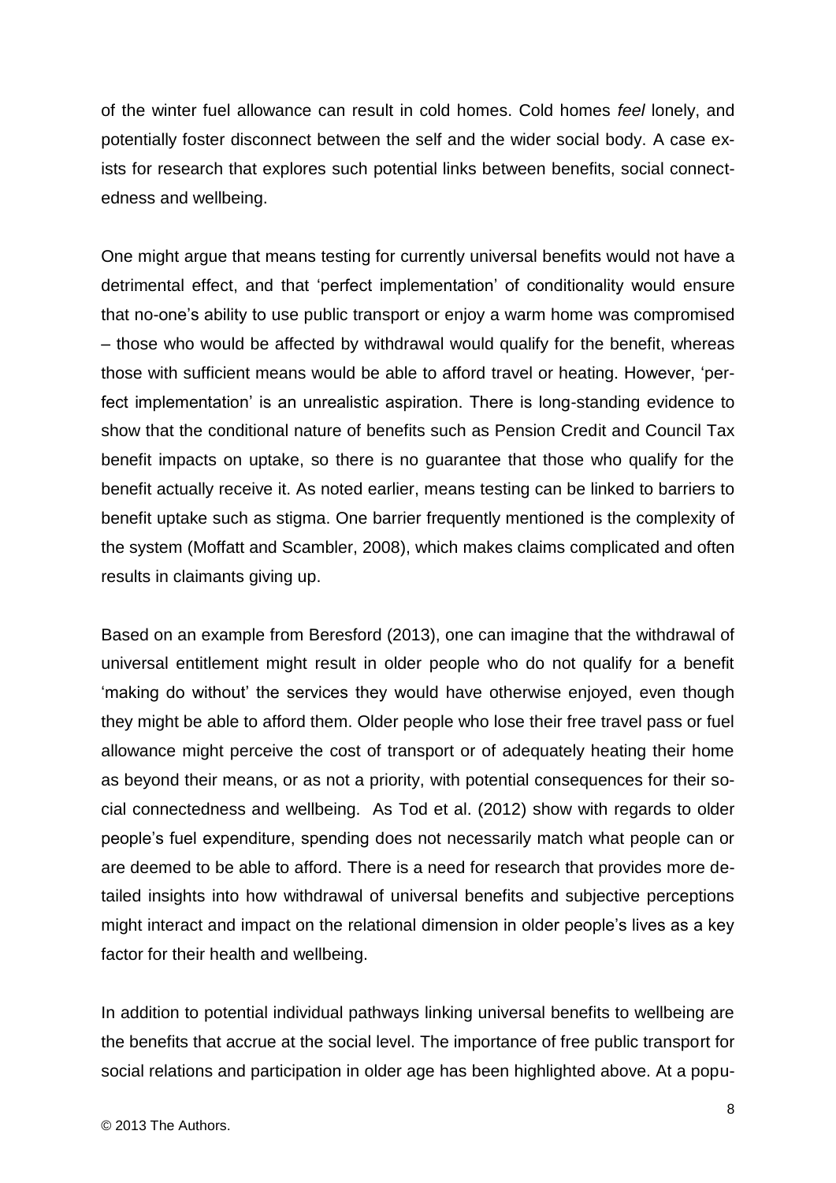of the winter fuel allowance can result in cold homes. Cold homes *feel* lonely, and potentially foster disconnect between the self and the wider social body. A case exists for research that explores such potential links between benefits, social connectedness and wellbeing.

One might argue that means testing for currently universal benefits would not have a detrimental effect, and that 'perfect implementation' of conditionality would ensure that no-one's ability to use public transport or enjoy a warm home was compromised – those who would be affected by withdrawal would qualify for the benefit, whereas those with sufficient means would be able to afford travel or heating. However, 'perfect implementation' is an unrealistic aspiration. There is long-standing evidence to show that the conditional nature of benefits such as Pension Credit and Council Tax benefit impacts on uptake, so there is no guarantee that those who qualify for the benefit actually receive it. As noted earlier, means testing can be linked to barriers to benefit uptake such as stigma. One barrier frequently mentioned is the complexity of the system (Moffatt and Scambler, 2008), which makes claims complicated and often results in claimants giving up.

Based on an example from Beresford (2013), one can imagine that the withdrawal of universal entitlement might result in older people who do not qualify for a benefit 'making do without' the services they would have otherwise enjoyed, even though they might be able to afford them. Older people who lose their free travel pass or fuel allowance might perceive the cost of transport or of adequately heating their home as beyond their means, or as not a priority, with potential consequences for their social connectedness and wellbeing. As Tod et al. (2012) show with regards to older people's fuel expenditure, spending does not necessarily match what people can or are deemed to be able to afford. There is a need for research that provides more detailed insights into how withdrawal of universal benefits and subjective perceptions might interact and impact on the relational dimension in older people's lives as a key factor for their health and wellbeing.

In addition to potential individual pathways linking universal benefits to wellbeing are the benefits that accrue at the social level. The importance of free public transport for social relations and participation in older age has been highlighted above. At a popu-

© 2013 The Authors.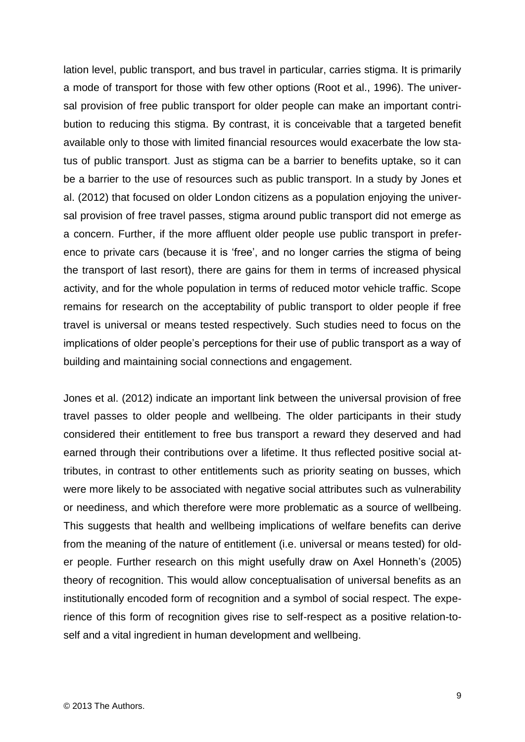lation level, public transport, and bus travel in particular, carries stigma. It is primarily a mode of transport for those with few other options (Root et al., 1996). The universal provision of free public transport for older people can make an important contribution to reducing this stigma. By contrast, it is conceivable that a targeted benefit available only to those with limited financial resources would exacerbate the low status of public transport. Just as stigma can be a barrier to benefits uptake, so it can be a barrier to the use of resources such as public transport. In a study by Jones et al. (2012) that focused on older London citizens as a population enjoying the universal provision of free travel passes, stigma around public transport did not emerge as a concern. Further, if the more affluent older people use public transport in preference to private cars (because it is 'free', and no longer carries the stigma of being the transport of last resort), there are gains for them in terms of increased physical activity, and for the whole population in terms of reduced motor vehicle traffic. Scope remains for research on the acceptability of public transport to older people if free travel is universal or means tested respectively. Such studies need to focus on the implications of older people's perceptions for their use of public transport as a way of building and maintaining social connections and engagement.

Jones et al. (2012) indicate an important link between the universal provision of free travel passes to older people and wellbeing. The older participants in their study considered their entitlement to free bus transport a reward they deserved and had earned through their contributions over a lifetime. It thus reflected positive social attributes, in contrast to other entitlements such as priority seating on busses, which were more likely to be associated with negative social attributes such as vulnerability or neediness, and which therefore were more problematic as a source of wellbeing. This suggests that health and wellbeing implications of welfare benefits can derive from the meaning of the nature of entitlement (i.e. universal or means tested) for older people. Further research on this might usefully draw on Axel Honneth's (2005) theory of recognition. This would allow conceptualisation of universal benefits as an institutionally encoded form of recognition and a symbol of social respect. The experience of this form of recognition gives rise to self-respect as a positive relation-to-self and a vital ingredient in human development and wellbeing.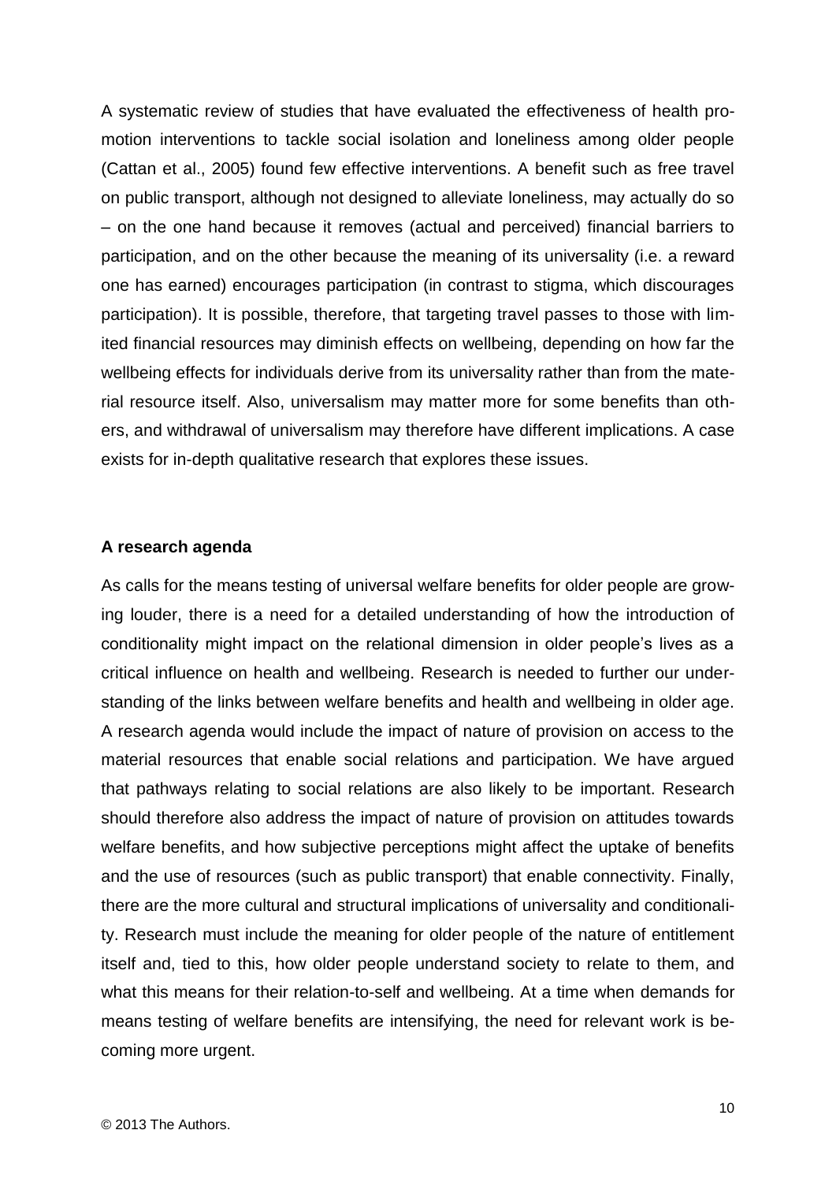A systematic review of studies that have evaluated the effectiveness of health promotion interventions to tackle social isolation and loneliness among older people (Cattan et al., 2005) found few effective interventions. A benefit such as free travel on public transport, although not designed to alleviate loneliness, may actually do so – on the one hand because it removes (actual and perceived) financial barriers to participation, and on the other because the meaning of its universality (i.e. a reward one has earned) encourages participation (in contrast to stigma, which discourages participation). It is possible, therefore, that targeting travel passes to those with limited financial resources may diminish effects on wellbeing, depending on how far the wellbeing effects for individuals derive from its universality rather than from the material resource itself. Also, universalism may matter more for some benefits than others, and withdrawal of universalism may therefore have different implications. A case exists for in-depth qualitative research that explores these issues.

**A research agenda**

As calls for the means testing of universal welfare benefits for older people are growing louder, there is a need for a detailed understanding of how the introduction of conditionality might impact on the relational dimension in older people's lives as a critical influence on health and wellbeing. Research is needed to further our understanding of the links between welfare benefits and health and wellbeing in older age. A research agenda would include the impact of nature of provision on access to the material resources that enable social relations and participation. We have argued that pathways relating to social relations are also likely to be important. Research should therefore also address the impact of nature of provision on attitudes towards welfare benefits, and how subjective perceptions might affect the uptake of benefits and the use of resources (such as public transport) that enable connectivity. Finally, there are the more cultural and structural implications of universality and conditionality. Research must include the meaning for older people of the nature of entitlement itself and, tied to this, how older people understand society to relate to them, and what this means for their relation-to-self and wellbeing. At a time when demands for means testing of welfare benefits are intensifying, the need for relevant work is becoming more urgent.

© 2013 The Authors.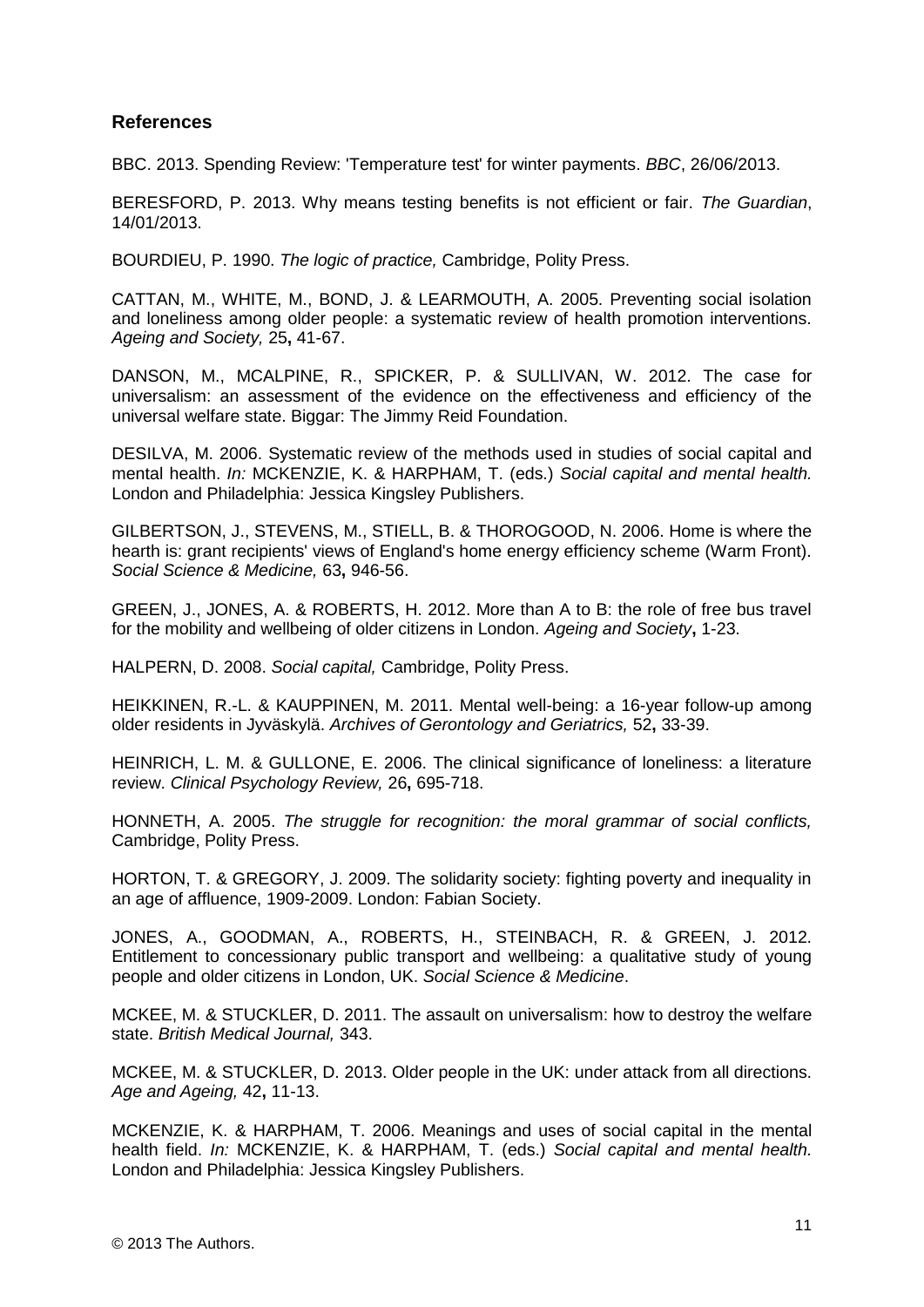## References

BBC. 2013. Spending Review: 'Temperature test' for winter payments. *BBC*, 26/06/2013.

BERESFORD, P. 2013. Why means testing benefits is not efficient or fair. *The Guardian*, 14/01/2013.

BOURDIEU, P. 1990. *The logic of practice,* Cambridge, Polity Press.

CATTAN, M., WHITE, M., BOND, J. & LEARMOUTH, A. 2005. Preventing social isolation and loneliness among older people: a systematic review of health promotion interventions. *Ageing and Society,* 25**,** 41-67.

DANSON, M., MCALPINE, R., SPICKER, P. & SULLIVAN, W. 2012. The case for universalism: an assessment of the evidence on the effectiveness and efficiency of the universal welfare state. Biggar: The Jimmy Reid Foundation.

DESILVA, M. 2006. Systematic review of the methods used in studies of social capital and mental health. *In:* MCKENZIE, K. & HARPHAM, T. (eds.) *Social capital and mental health.* London and Philadelphia: Jessica Kingsley Publishers.

GILBERTSON, J., STEVENS, M., STIELL, B. & THOROGOOD, N. 2006. Home is where the hearth is: grant recipients' views of England's home energy efficiency scheme (Warm Front). *Social Science & Medicine,* 63**,** 946-56.

GREEN, J., JONES, A. & ROBERTS, H. 2012. More than A to B: the role of free bus travel for the mobility and wellbeing of older citizens in London. *Ageing and Society***,** 1-23.

HALPERN, D. 2008. *Social capital,* Cambridge, Polity Press.

HEIKKINEN, R.-L. & KAUPPINEN, M. 2011. Mental well-being: a 16-year follow-up among older residents in Jyväskylä. *Archives of Gerontology and Geriatrics,* 52**,** 33-39.

HEINRICH, L. M. & GULLONE, E. 2006. The clinical significance of loneliness: a literature review. *Clinical Psychology Review,* 26**,** 695-718.

HONNETH, A. 2005. *The struggle for recognition: the moral grammar of social conflicts,* Cambridge, Polity Press.

HORTON, T. & GREGORY, J. 2009. The solidarity society: fighting poverty and inequality in an age of affluence, 1909-2009. London: Fabian Society.

JONES, A., GOODMAN, A., ROBERTS, H., STEINBACH, R. & GREEN, J. 2012. Entitlement to concessionary public transport and wellbeing: a qualitative study of young people and older citizens in London, UK. *Social Science & Medicine*.

MCKEE, M. & STUCKLER, D. 2011. The assault on universalism: how to destroy the welfare state. *British Medical Journal,* 343.

MCKEE, M. & STUCKLER, D. 2013. Older people in the UK: under attack from all directions. *Age and Ageing,* 42**,** 11-13.

MCKENZIE, K. & HARPHAM, T. 2006. Meanings and uses of social capital in the mental health field. *In:* MCKENZIE, K. & HARPHAM, T. (eds.) *Social capital and mental health.* London and Philadelphia: Jessica Kingsley Publishers.

© 2013 The Authors.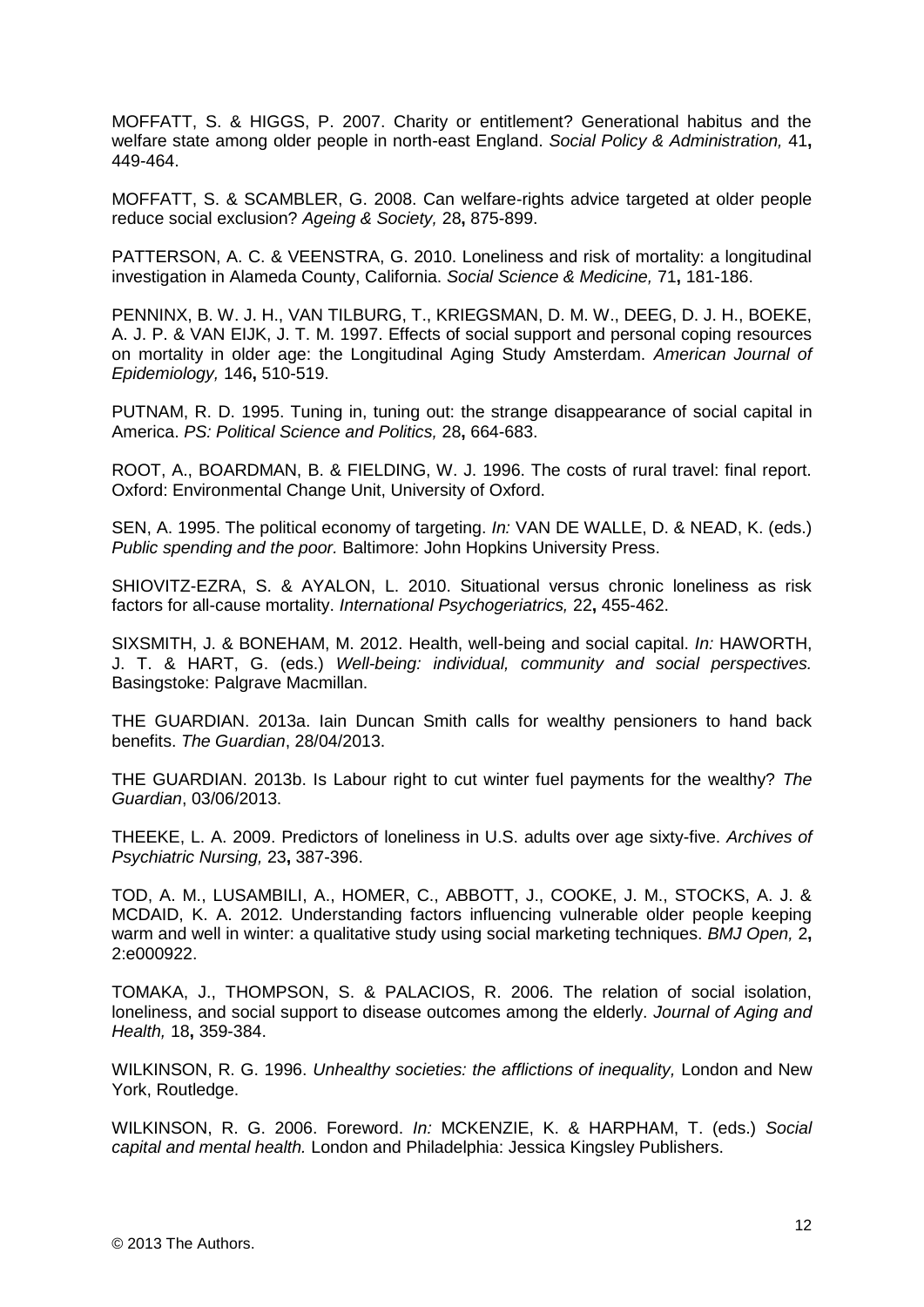MOFFATT, S. & HIGGS, P. 2007. Charity or entitlement? Generational habitus and the welfare state among older people in north-east England. *Social Policy & Administration,* 41**,** 449-464.

MOFFATT, S. & SCAMBLER, G. 2008. Can welfare-rights advice targeted at older people reduce social exclusion? *Ageing & Society,* 28**,** 875-899.

PATTERSON, A. C. & VEENSTRA, G. 2010. Loneliness and risk of mortality: a longitudinal investigation in Alameda County, California. *Social Science & Medicine,* 71**,** 181-186.

PENNINX, B. W. J. H., VAN TILBURG, T., KRIEGSMAN, D. M. W., DEEG, D. J. H., BOEKE, A. J. P. & VAN EIJK, J. T. M. 1997. Effects of social support and personal coping resources on mortality in older age: the Longitudinal Aging Study Amsterdam. *American Journal of Epidemiology,* 146**,** 510-519.

PUTNAM, R. D. 1995. Tuning in, tuning out: the strange disappearance of social capital in America. *PS: Political Science and Politics,* 28**,** 664-683.

ROOT, A., BOARDMAN, B. & FIELDING, W. J. 1996. The costs of rural travel: final report. Oxford: Environmental Change Unit, University of Oxford.

SEN, A. 1995. The political economy of targeting. *In:* VAN DE WALLE, D. & NEAD, K. (eds.) *Public spending and the poor.* Baltimore: John Hopkins University Press.

SHIOVITZ-EZRA, S. & AYALON, L. 2010. Situational versus chronic loneliness as risk factors for all-cause mortality. *International Psychogeriatrics,* 22**,** 455-462.

SIXSMITH, J. & BONEHAM, M. 2012. Health, well-being and social capital. *In:* HAWORTH, J. T. & HART, G. (eds.) *Well-being: individual, community and social perspectives.* Basingstoke: Palgrave Macmillan.

THE GUARDIAN. 2013a. Iain Duncan Smith calls for wealthy pensioners to hand back benefits. *The Guardian*, 28/04/2013.

THE GUARDIAN. 2013b. Is Labour right to cut winter fuel payments for the wealthy? *The Guardian*, 03/06/2013.

THEEKE, L. A. 2009. Predictors of loneliness in U.S. adults over age sixty-five. *Archives of Psychiatric Nursing,* 23**,** 387-396.

TOD, A. M., LUSAMBILI, A., HOMER, C., ABBOTT, J., COOKE, J. M., STOCKS, A. J. & MCDAID, K. A. 2012. Understanding factors influencing vulnerable older people keeping warm and well in winter: a qualitative study using social marketing techniques. *BMJ Open,* 2**,** 2:e000922.

TOMAKA, J., THOMPSON, S. & PALACIOS, R. 2006. The relation of social isolation, loneliness, and social support to disease outcomes among the elderly. *Journal of Aging and Health,* 18**,** 359-384.

WILKINSON, R. G. 1996. *Unhealthy societies: the afflictions of inequality,* London and New York, Routledge.

WILKINSON, R. G. 2006. Foreword. *In:* MCKENZIE, K. & HARPHAM, T. (eds.) *Social capital and mental health.* London and Philadelphia: Jessica Kingsley Publishers.

© 2013 The Authors.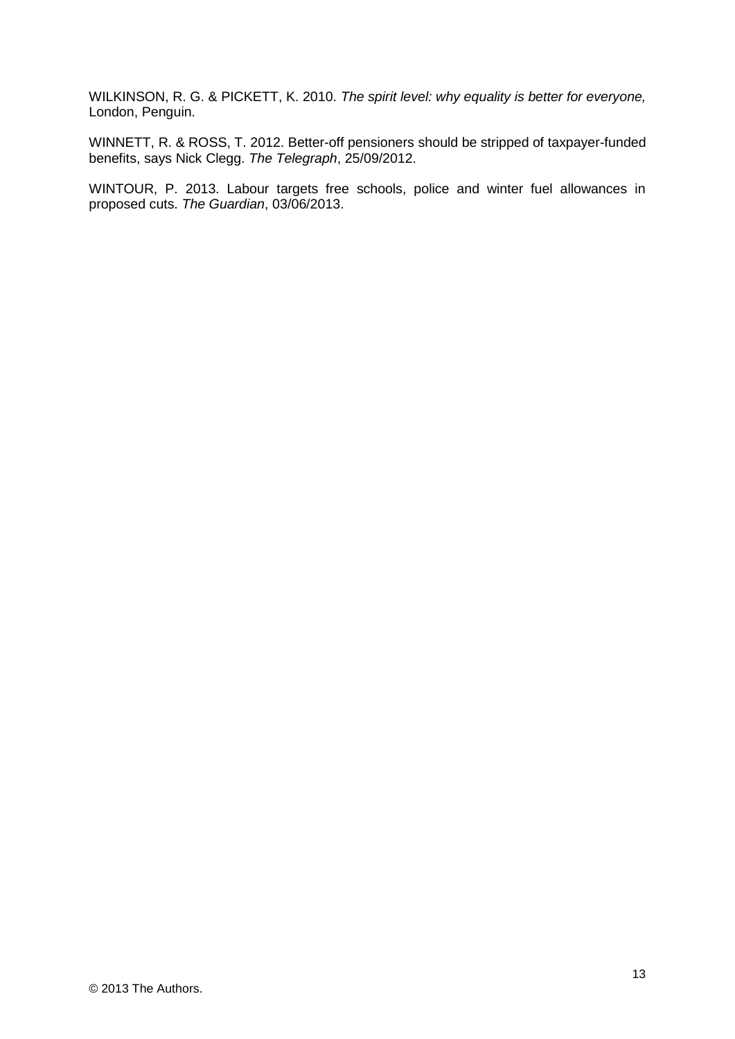WILKINSON, R. G. & PICKETT, K. 2010. *The spirit level: why equality is better for everyone,* London, Penguin.

WINNETT, R. & ROSS, T. 2012. Better-off pensioners should be stripped of taxpayer-funded benefits, says Nick Clegg. *The Telegraph*, 25/09/2012.

WINTOUR, P. 2013. Labour targets free schools, police and winter fuel allowances in proposed cuts. *The Guardian*, 03/06/2013.

© 2013 The Authors.